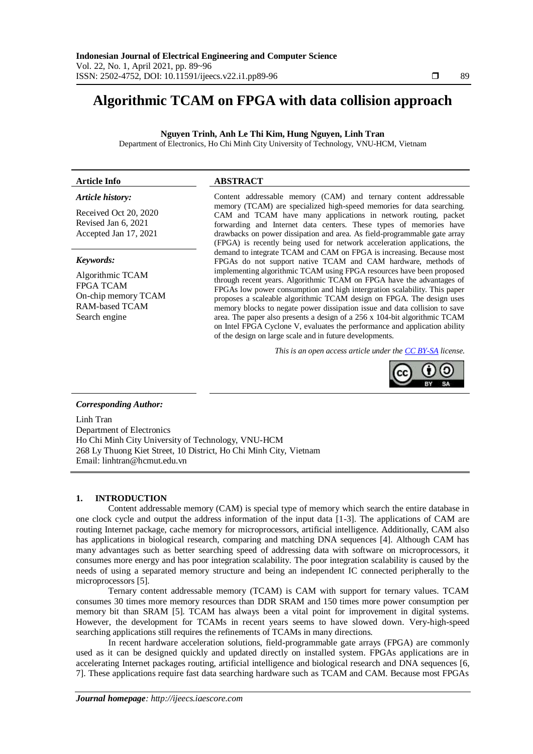# Algorithmic TCAM on FPGA with data collision approach

**Nguyen Trinh, Anh Le Thi Kim, Hung Nguyen, Linh Tran**

Department of Electronics, Ho Chi Minh City University of Technology, VNU-HCM, Vietnam

| **Article Info** | **ABSTRACT** |
| --- | --- |
| ***Article history:*** <br> Received Oct 20, 2020 <br> Revised Jan 6, 2021 <br> Accepted Jan 17, 2021 <br><br> ***Keywords:*** <br> Algorithmic TCAM <br> FPGA TCAM <br> On-chip memory TCAM <br> RAM-based TCAM <br> Search engine | Content addressable memory (CAM) and ternary content addressable memory (TCAM) are specialized high-speed memories for data searching. CAM and TCAM have many applications in network routing, packet forwarding and Internet data centers. These types of memories have drawbacks on power dissipation and area. As field-programmable gate array (FPGA) is recently being used for network acceleration applications, the demand to integrate TCAM and CAM on FPGA is increasing. Because most FPGAs do not support native TCAM and CAM hardware, methods of implementing algorithmic TCAM using FPGA resources have been proposed through recent years. Algorithmic TCAM on FPGA have the advantages of FPGAs low power consumption and high intergration scalability. This paper proposes a scaleable algorithmic TCAM design on FPGA. The design uses memory blocks to negate power dissipation issue and data collision to save area. The paper also presents a design of a 256 x 104-bit algorithmic TCAM on Intel FPGA Cyclone V, evaluates the performance and application ability of the design on large scale and in future developments. <br><br> *This is an open access article under the CC BY-SA license.* |

***Corresponding Author:***

Linh Tran
Department of Electronics
Ho Chi Minh City University of Technology, VNU-HCM
268 Ly Thuong Kiet Street, 10 District, Ho Chi Minh City, Vietnam
Email: linhtran@hcmut.edu.vn

## 1. INTRODUCTION

Content addressable memory (CAM) is special type of memory which search the entire database in one clock cycle and output the address information of the input data [1-3]. The applications of CAM are routing Internet package, cache memory for microprocessors, artificial intelligence. Additionally, CAM also has applications in biological research, comparing and matching DNA sequences [4]. Although CAM has many advantages such as better searching speed of addressing data with software on microprocessors, it consumes more energy and has poor integration scalability. The poor integration scalability is caused by the needs of using a separated memory structure and being an independent IC connected peripherally to the microprocessors [5].

Ternary content addressable memory (TCAM) is CAM with support for ternary values. TCAM consumes 30 times more memory resources than DDR SRAM and 150 times more power consumption per memory bit than SRAM [5]. TCAM has always been a vital point for improvement in digital systems. However, the development for TCAMs in recent years seems to have slowed down. Very-high-speed searching applications still requires the refinements of TCAMs in many directions.

In recent hardware acceleration solutions, field-programmable gate arrays (FPGA) are commonly used as it can be designed quickly and updated directly on installed system. FPGAs applications are in accelerating Internet packages routing, artificial intelligence and biological research and DNA sequences [6, 7]. These applications require fast data searching hardware such as TCAM and CAM. Because most FPGAs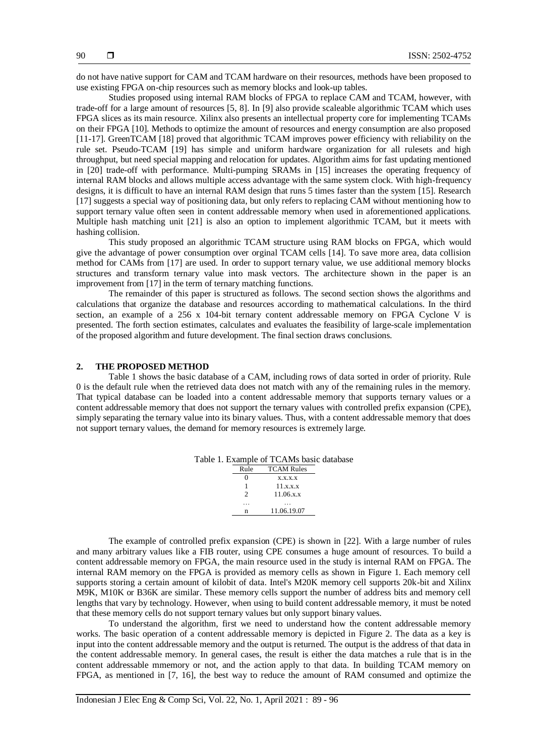do not have native support for CAM and TCAM hardware on their resources, methods have been proposed to use existing FPGA on-chip resources such as memory blocks and look-up tables.

Studies proposed using internal RAM blocks of FPGA to replace CAM and TCAM, however, with trade-off for a large amount of resources [5, 8]. In [9] also provide scaleable algorithmic TCAM which uses FPGA slices as its main resource. Xilinx also presents an intellectual property core for implementing TCAMs on their FPGA [10]. Methods to optimize the amount of resources and energy consumption are also proposed [11-17]. GreenTCAM [18] proved that algorithmic TCAM improves power efficiency with reliability on the rule set. Pseudo-TCAM [19] has simple and uniform hardware organization for all rulesets and high throughput, but need special mapping and relocation for updates. Algorithm aims for fast updating mentioned in [20] trade-off with performance. Multi-pumping SRAMs in [15] increases the operating frequency of internal RAM blocks and allows multiple access advantage with the same system clock. With high-frequency designs, it is difficult to have an internal RAM design that runs 5 times faster than the system [15]. Research [17] suggests a special way of positioning data, but only refers to replacing CAM without mentioning how to support ternary value often seen in content addressable memory when used in aforementioned applications. Multiple hash matching unit [21] is also an option to implement algorithmic TCAM, but it meets with hashing collision.

This study proposed an algorithmic TCAM structure using RAM blocks on FPGA, which would give the advantage of power consumption over orginal TCAM cells [14]. To save more area, data collision method for CAMs from [17] are used. In order to support ternary value, we use additional memory blocks structures and transform ternary value into mask vectors. The architecture shown in the paper is an improvement from [17] in the term of ternary matching functions.

The remainder of this paper is structured as follows. The second section shows the algorithms and calculations that organize the database and resources according to mathematical calculations. In the third section, an example of a 256 x 104-bit ternary content addressable memory on FPGA Cyclone V is presented. The forth section estimates, calculates and evaluates the feasibility of large-scale implementation of the proposed algorithm and future development. The final section draws conclusions.

## 2. THE PROPOSED METHOD

Table 1 shows the basic database of a CAM, including rows of data sorted in order of priority. Rule 0 is the default rule when the retrieved data does not match with any of the remaining rules in the memory. That typical database can be loaded into a content addressable memory that supports ternary values or a content addressable memory that does not support the ternary values with controlled prefix expansion (CPE), simply separating the ternary value into its binary values. Thus, with a content addressable memory that does not support ternary values, the demand for memory resources is extremely large.

Table 1. Example of TCAMs basic database

| Rule | TCAM Rules |
|---|---|
| 0 | x.x.x.x |
| 1 | 11.x.x.x |
| 2 | 11.06.x.x |
| … | … |
| n | 11.06.19.07 |

The example of controlled prefix expansion (CPE) is shown in [22]. With a large number of rules and many arbitrary values like a FIB router, using CPE consumes a huge amount of resources. To build a content addressable memory on FPGA, the main resource used in the study is internal RAM on FPGA. The internal RAM memory on the FPGA is provided as memory cells as shown in Figure 1. Each memory cell supports storing a certain amount of kilobit of data. Intel's M20K memory cell supports 20k-bit and Xilinx M9K, M10K or B36K are similar. These memory cells support the number of address bits and memory cell lengths that vary by technology. However, when using to build content addressable memory, it must be noted that these memory cells do not support ternary values but only support binary values.

To understand the algorithm, first we need to understand how the content addressable memory works. The basic operation of a content addressable memory is depicted in Figure 2. The data as a key is input into the content addressable memory and the output is returned. The output is the address of that data in the content addressable memory. In general cases, the result is either the data matches a rule that is in the content addressable mmemory or not, and the action apply to that data. In building TCAM memory on FPGA, as mentioned in [7, 16], the best way to reduce the amount of RAM consumed and optimize the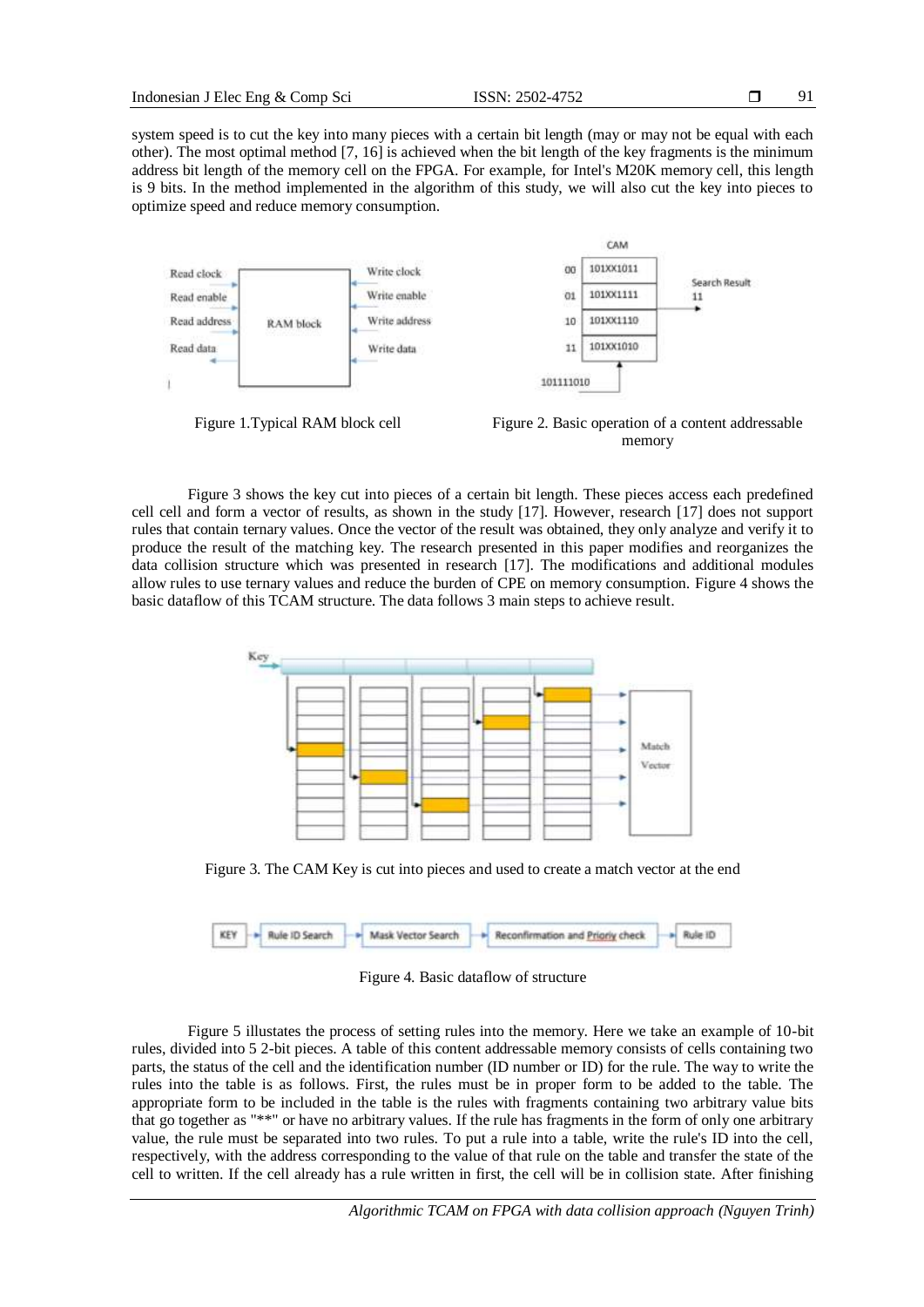system speed is to cut the key into many pieces with a certain bit length (may or may not be equal with each other). The most optimal method [7, 16] is achieved when the bit length of the key fragments is the minimum address bit length of the memory cell on the FPGA. For example, for Intel's M20K memory cell, this length is 9 bits. In the method implemented in the algorithm of this study, we will also cut the key into pieces to optimize speed and reduce memory consumption.

Figure 1.Typical RAM block cell

Figure 2. Basic operation of a content addressable memory

Figure 3 shows the key cut into pieces of a certain bit length. These pieces access each predefined cell cell and form a vector of results, as shown in the study [17]. However, research [17] does not support rules that contain ternary values. Once the vector of the result was obtained, they only analyze and verify it to produce the result of the matching key. The research presented in this paper modifies and reorganizes the data collision structure which was presented in research [17]. The modifications and additional modules allow rules to use ternary values and reduce the burden of CPE on memory consumption. Figure 4 shows the basic dataflow of this TCAM structure. The data follows 3 main steps to achieve result.

Figure 3. The CAM Key is cut into pieces and used to create a match vector at the end

Figure 4. Basic dataflow of structure

Figure 5 illustates the process of setting rules into the memory. Here we take an example of 10-bit rules, divided into 5 2-bit pieces. A table of this content addressable memory consists of cells containing two parts, the status of the cell and the identification number (ID number or ID) for the rule. The way to write the rules into the table is as follows. First, the rules must be in proper form to be added to the table. The appropriate form to be included in the table is the rules with fragments containing two arbitrary value bits that go together as "**" or have no arbitrary values. If the rule has fragments in the form of only one arbitrary value, the rule must be separated into two rules. To put a rule into a table, write the rule's ID into the cell, respectively, with the address corresponding to the value of that rule on the table and transfer the state of the cell to written. If the cell already has a rule written in first, the cell will be in collision state. After finishing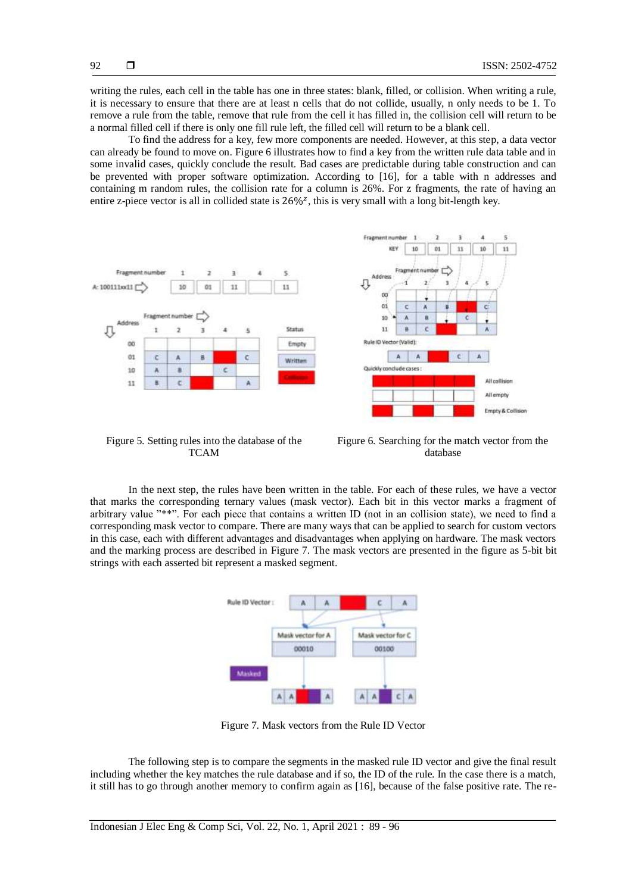writing the rules, each cell in the table has one in three states: blank, filled, or collision. When writing a rule, it is necessary to ensure that there are at least n cells that do not collide, usually, n only needs to be 1. To remove a rule from the table, remove that rule from the cell it has filled in, the collision cell will return to be a normal filled cell if there is only one fill rule left, the filled cell will return to be a blank cell.

To find the address for a key, few more components are needed. However, at this step, a data vector can already be found to move on. Figure 6 illustrates how to find a key from the written rule data table and in some invalid cases, quickly conclude the result. Bad cases are predictable during table construction and can be prevented with proper software optimization. According to [16], for a table with n addresses and containing m random rules, the collision rate for a column is 26%. For z fragments, the rate of having an entire z-piece vector is all in collided state is $26\%^z$, this is very small with a long bit-length key.

Figure 5. Setting rules into the database of the TCAM

Figure 6. Searching for the match vector from the database

In the next step, the rules have been written in the table. For each of these rules, we have a vector that marks the corresponding ternary values (mask vector). Each bit in this vector marks a fragment of arbitrary value "**". For each piece that contains a written ID (not in an collision state), we need to find a corresponding mask vector to compare. There are many ways that can be applied to search for custom vectors in this case, each with different advantages and disadvantages when applying on hardware. The mask vectors and the marking process are described in Figure 7. The mask vectors are presented in the figure as 5-bit bit strings with each asserted bit represent a masked segment.

Figure 7. Mask vectors from the Rule ID Vector

The following step is to compare the segments in the masked rule ID vector and give the final result including whether the key matches the rule database and if so, the ID of the rule. In the case there is a match, it still has to go through another memory to confirm again as [16], because of the false positive rate. The re-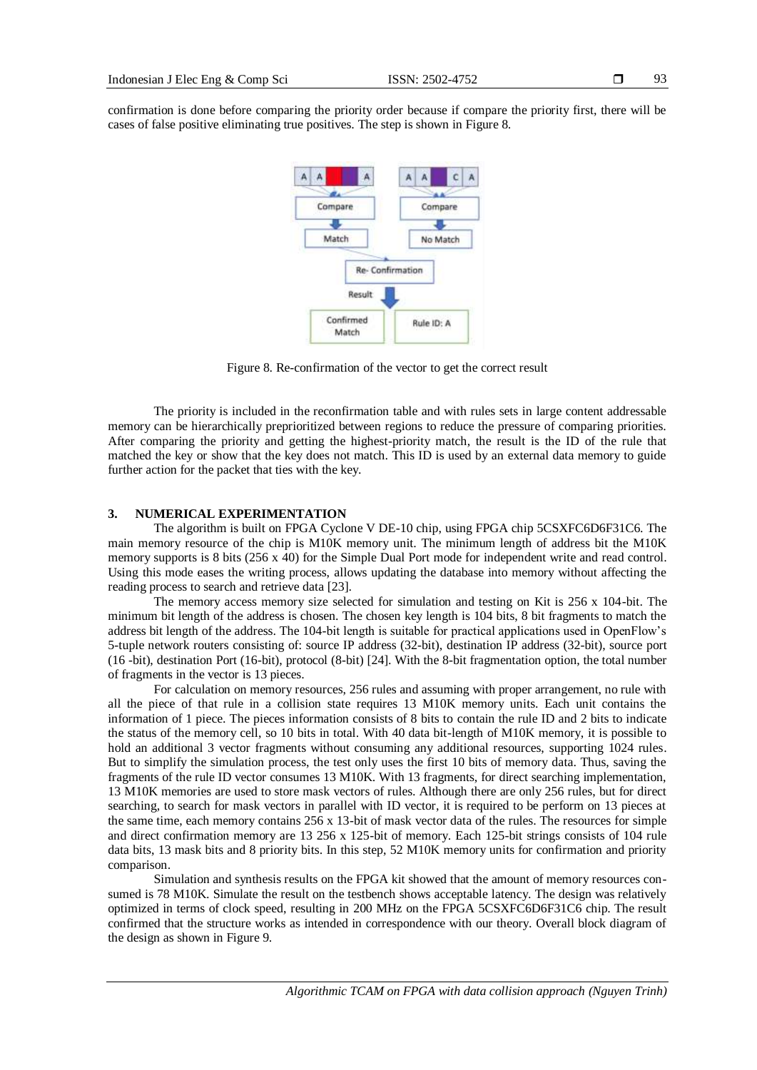confirmation is done before comparing the priority order because if compare the priority first, there will be cases of false positive eliminating true positives. The step is shown in Figure 8.

Figure 8. Re-confirmation of the vector to get the correct result

The priority is included in the reconfirmation table and with rules sets in large content addressable memory can be hierarchically preprioritized between regions to reduce the pressure of comparing priorities. After comparing the priority and getting the highest-priority match, the result is the ID of the rule that matched the key or show that the key does not match. This ID is used by an external data memory to guide further action for the packet that ties with the key.

## 3. NUMERICAL EXPERIMENTATION

The algorithm is built on FPGA Cyclone V DE-10 chip, using FPGA chip 5CSXFC6D6F31C6. The main memory resource of the chip is M10K memory unit. The minimum length of address bit the M10K memory supports is 8 bits (256 x 40) for the Simple Dual Port mode for independent write and read control. Using this mode eases the writing process, allows updating the database into memory without affecting the reading process to search and retrieve data [23].

The memory access memory size selected for simulation and testing on Kit is 256 x 104-bit. The minimum bit length of the address is chosen. The chosen key length is 104 bits, 8 bit fragments to match the address bit length of the address. The 104-bit length is suitable for practical applications used in OpenFlow's 5-tuple network routers consisting of: source IP address (32-bit), destination IP address (32-bit), source port (16 -bit), destination Port (16-bit), protocol (8-bit) [24]. With the 8-bit fragmentation option, the total number of fragments in the vector is 13 pieces.

For calculation on memory resources, 256 rules and assuming with proper arrangement, no rule with all the piece of that rule in a collision state requires 13 M10K memory units. Each unit contains the information of 1 piece. The pieces information consists of 8 bits to contain the rule ID and 2 bits to indicate the status of the memory cell, so 10 bits in total. With 40 data bit-length of M10K memory, it is possible to hold an additional 3 vector fragments without consuming any additional resources, supporting 1024 rules. But to simplify the simulation process, the test only uses the first 10 bits of memory data. Thus, saving the fragments of the rule ID vector consumes 13 M10K. With 13 fragments, for direct searching implementation, 13 M10K memories are used to store mask vectors of rules. Although there are only 256 rules, but for direct searching, to search for mask vectors in parallel with ID vector, it is required to be perform on 13 pieces at the same time, each memory contains 256 x 13-bit of mask vector data of the rules. The resources for simple and direct confirmation memory are 13 256 x 125-bit of memory. Each 125-bit strings consists of 104 rule data bits, 13 mask bits and 8 priority bits. In this step, 52 M10K memory units for confirmation and priority comparison.

Simulation and synthesis results on the FPGA kit showed that the amount of memory resources consumed is 78 M10K. Simulate the result on the testbench shows acceptable latency. The design was relatively optimized in terms of clock speed, resulting in 200 MHz on the FPGA 5CSXFC6D6F31C6 chip. The result confirmed that the structure works as intended in correspondence with our theory. Overall block diagram of the design as shown in Figure 9.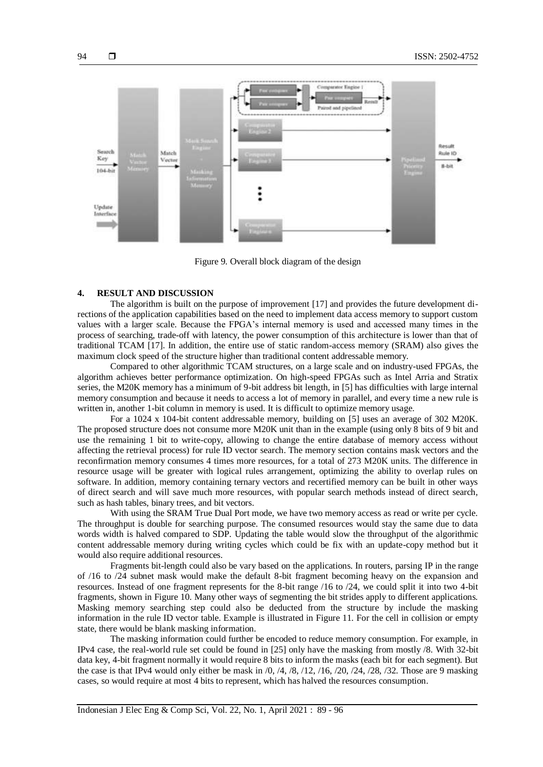Figure 9. Overall block diagram of the design

## 4. RESULT AND DISCUSSION

The algorithm is built on the purpose of improvement [17] and provides the future development directions of the application capabilities based on the need to implement data access memory to support custom values with a larger scale. Because the FPGA's internal memory is used and accessed many times in the process of searching, trade-off with latency, the power consumption of this architecture is lower than that of traditional TCAM [17]. In addition, the entire use of static random-access memory (SRAM) also gives the maximum clock speed of the structure higher than traditional content addressable memory.

Compared to other algorithmic TCAM structures, on a large scale and on industry-used FPGAs, the algorithm achieves better performance optimization. On high-speed FPGAs such as Intel Arria and Stratix series, the M20K memory has a minimum of 9-bit address bit length, in [5] has difficulties with large internal memory consumption and because it needs to access a lot of memory in parallel, and every time a new rule is written in, another 1-bit column in memory is used. It is difficult to optimize memory usage.

For a 1024 x 104-bit content addressable memory, building on [5] uses an average of 302 M20K. The proposed structure does not consume more M20K unit than in the example (using only 8 bits of 9 bit and use the remaining 1 bit to write-copy, allowing to change the entire database of memory access without affecting the retrieval process) for rule ID vector search. The memory section contains mask vectors and the reconfirmation memory consumes 4 times more resources, for a total of 273 M20K units. The difference in resource usage will be greater with logical rules arrangement, optimizing the ability to overlap rules on software. In addition, memory containing ternary vectors and recertified memory can be built in other ways of direct search and will save much more resources, with popular search methods instead of direct search, such as hash tables, binary trees, and bit vectors.

With using the SRAM True Dual Port mode, we have two memory access as read or write per cycle. The throughput is double for searching purpose. The consumed resources would stay the same due to data words width is halved compared to SDP. Updating the table would slow the throughput of the algorithmic content addressable memory during writing cycles which could be fix with an update-copy method but it would also require additional resources.

Fragments bit-length could also be vary based on the applications. In routers, parsing IP in the range of /16 to /24 subnet mask would make the default 8-bit fragment becoming heavy on the expansion and resources. Instead of one fragment represents for the 8-bit range /16 to /24, we could split it into two 4-bit fragments, shown in Figure 10. Many other ways of segmenting the bit strides apply to different applications. Masking memory searching step could also be deducted from the structure by include the masking information in the rule ID vector table. Example is illustrated in Figure 11. For the cell in collision or empty state, there would be blank masking information.

The masking information could further be encoded to reduce memory consumption. For example, in IPv4 case, the real-world rule set could be found in [25] only have the masking from mostly /8. With 32-bit data key, 4-bit fragment normally it would require 8 bits to inform the masks (each bit for each segment). But the case is that IPv4 would only either be mask in /0, /4, /8, /12, /16, /20, /24, /28, /32. Those are 9 masking cases, so would require at most 4 bits to represent, which has halved the resources consumption.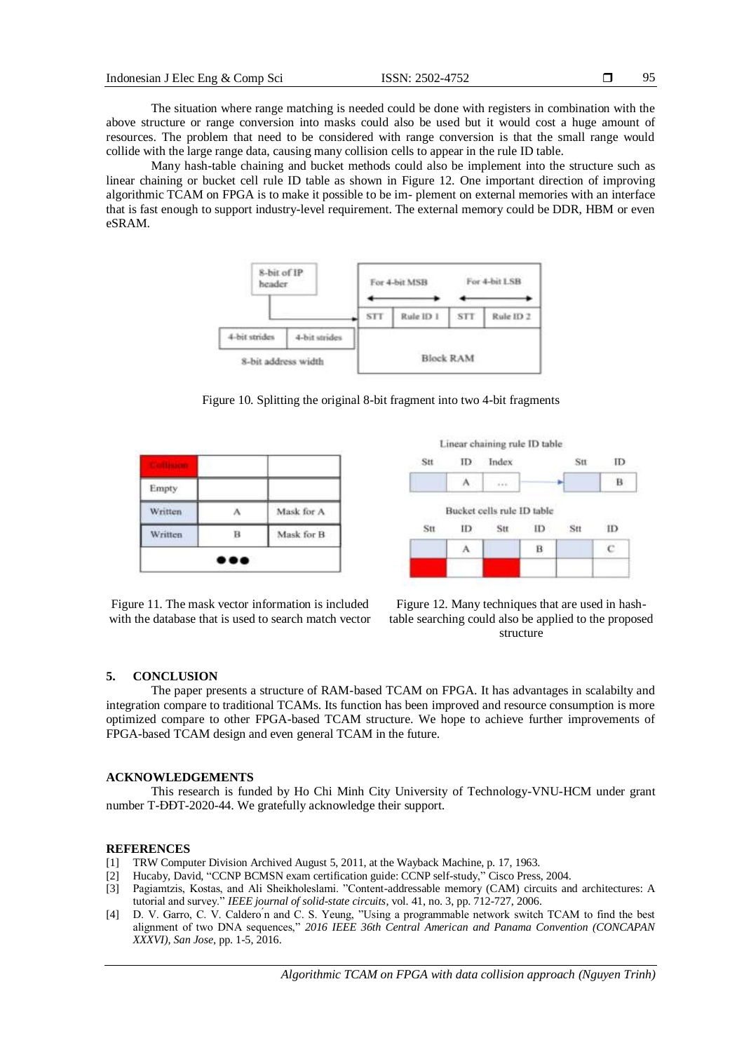The situation where range matching is needed could be done with registers in combination with the above structure or range conversion into masks could also be used but it would cost a huge amount of resources. The problem that need to be considered with range conversion is that the small range would collide with the large range data, causing many collision cells to appear in the rule ID table.

Many hash-table chaining and bucket methods could also be implement into the structure such as linear chaining or bucket cell rule ID table as shown in Figure 12. One important direction of improving algorithmic TCAM on FPGA is to make it possible to be im- plement on external memories with an interface that is fast enough to support industry-level requirement. The external memory could be DDR, HBM or even eSRAM.

Figure 10. Splitting the original 8-bit fragment into two 4-bit fragments

Figure 11. The mask vector information is included with the database that is used to search match vector

Figure 12. Many techniques that are used in hash-table searching could also be applied to the proposed structure

## 5. CONCLUSION

The paper presents a structure of RAM-based TCAM on FPGA. It has advantages in scalabilty and integration compare to traditional TCAMs. Its function has been improved and resource consumption is more optimized compare to other FPGA-based TCAM structure. We hope to achieve further improvements of FPGA-based TCAM design and even general TCAM in the future.

## ACKNOWLEDGEMENTS

This research is funded by Ho Chi Minh City University of Technology-VNU-HCM under grant number T-ĐĐT-2020-44. We gratefully acknowledge their support.

## REFERENCES

[1] TRW Computer Division Archived August 5, 2011, at the Wayback Machine, p. 17, 1963.

[2] Hucaby, David, "CCNP BCMSN exam certification guide: CCNP self-study," Cisco Press, 2004.

[3] Pagiamtzis, Kostas, and Ali Sheikholeslami. "Content-addressable memory (CAM) circuits and architectures: A tutorial and survey." *IEEE journal of solid-state circuits*, vol. 41, no. 3, pp. 712-727, 2006.

[4] D. V. Garro, C. V. Calderón and C. S. Yeung, "Using a programmable network switch TCAM to find the best alignment of two DNA sequences," *2016 IEEE 36th Central American and Panama Convention (CONCAPAN XXXVI), San Jose*, pp. 1-5, 2016.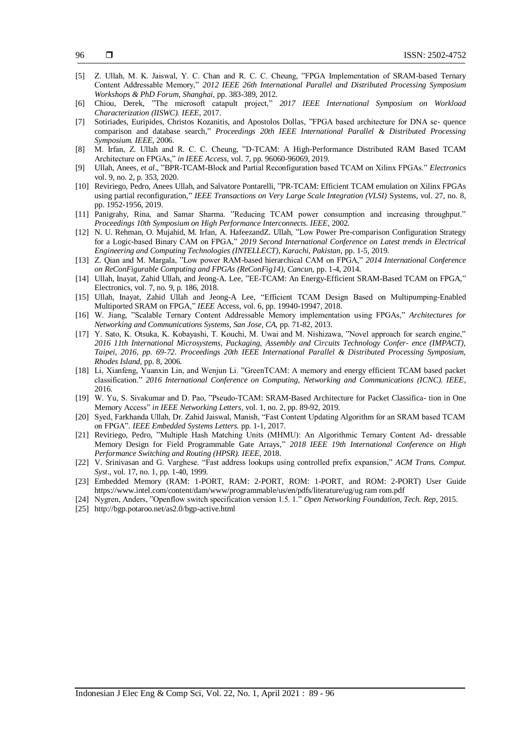[5] Z. Ullah, M. K. Jaiswal, Y. C. Chan and R. C. C. Cheung, "FPGA Implementation of SRAM-based Ternary Content Addressable Memory," *2012 IEEE 26th International Parallel and Distributed Processing Symposium Workshops & PhD Forum, Shanghai*, pp. 383-389, 2012.

[6] Chiou, Derek, "The microsoft catapult project," *2017 IEEE International Symposium on Workload Characterization (IISWC). IEEE*, 2017.

[7] Sotiriades, Euripides, Christos Kozanitis, and Apostolos Dollas, "FPGA based architecture for DNA se- quence comparison and database search," *Proceedings 20th IEEE International Parallel & Distributed Processing Symposium. IEEE*, 2006.

[8] M. Irfan, Z. Ullah and R. C. C. Cheung, "D-TCAM: A High-Performance Distributed RAM Based TCAM Architecture on FPGAs," *in IEEE Access*, vol. 7, pp. 96060-96069, 2019.

[9] Ullah, Anees, *et al*., "BPR-TCAM-Block and Partial Reconfiguration based TCAM on Xilinx FPGAs." *Electronics* vol. 9, no. 2, p. 353, 2020.

[10] Reviriego, Pedro, Anees Ullah, and Salvatore Pontarelli, "PR-TCAM: Efficient TCAM emulation on Xilinx FPGAs using partial reconfiguration," *IEEE Transactions on Very Large Scale Integration (VLSI)* Systems, vol. 27, no. 8, pp. 1952-1956, 2019.

[11] Panigrahy, Rina, and Samar Sharma. "Reducing TCAM power consumption and increasing throughput." *Proceedings 10th Symposium on High Performance Interconnects. IEEE*, 2002.

[12] N. U. Rehman, O. Mujahid, M. Irfan, A. HafeezandZ. Ullah, "Low Power Pre-comparison Configuration Strategy for a Logic-based Binary CAM on FPGA," *2019 Second International Conference on Latest trends in Electrical Engineering and Computing Technologies (INTELLECT), Karachi, Pakistan*, pp. 1-5, 2019.

[13] Z. Qian and M. Margala, "Low power RAM-based hierarchical CAM on FPGA," *2014 International Conference on ReConFigurable Computing and FPGAs (ReConFig14), Cancun*, pp. 1-4, 2014.

[14] Ullah, Inayat, Zahid Ullah, and Jeong-A. Lee, "EE-TCAM: An Energy-Efficient SRAM-Based TCAM on FPGA," Electronics, vol. 7, no. 9, p. 186, 2018.

[15] Ullah, Inayat, Zahid Ullah and Jeong-A Lee, "Efficient TCAM Design Based on Multipumping-Enabled Multiported SRAM on FPGA," *IEEE* Access, vol. 6, pp. 19940-19947, 2018.

[16] W. Jiang, "Scalable Ternary Content Addressable Memory implementation using FPGAs," *Architectures for Networking and Communications Systems, San Jose, CA*, pp. 71-82, 2013.

[17] Y. Sato, K. Otsuka, K. Kobayashi, T. Kouchi, M. Uwai and M. Nishizawa, "Novel approach for search engine," *2016 11th International Microsystems, Packaging, Assembly and Circuits Technology Confer- ence (IMPACT), Taipei, 2016, pp. 69-72. Proceedings 20th IEEE International Parallel & Distributed Processing Symposium, Rhodes Island*, pp. 8, 2006.

[18] Li, Xianfeng, Yuanxin Lin, and Wenjun Li. "GreenTCAM: A memory and energy efficient TCAM based packet classification." *2016 International Conference on Computing, Networking and Communications (ICNC). IEEE*, 2016.

[19] W. Yu, S. Sivakumar and D. Pao, "Pseudo-TCAM: SRAM-Based Architecture for Packet Classifica- tion in One Memory Access" *in IEEE Networking Letters*, vol. 1, no. 2, pp. 89-92, 2019.

[20] Syed, Farkhanda Ullah, Dr. Zahid Jaiswal, Manish, "Fast Content Updating Algorithm for an SRAM based TCAM on FPGA". *IEEE Embedded Systems Letters.* pp. 1-1, 2017.

[21] Reviriego, Pedro, "Multiple Hash Matching Units (MHMU): An Algorithmic Ternary Content Ad- dressable Memory Design for Field Programmable Gate Arrays," *2018 IEEE 19th International Conference on High Performance Switching and Routing (HPSR). IEEE*, 2018.

[22] V. Srinivasan and G. Varghese. "Fast address lookups using controlled prefix expansion," *ACM Trans. Comput. Syst*., vol. 17, no. 1, pp. 1-40, 1999.

[23] Embedded Memory (RAM: 1-PORT, RAM: 2-PORT, ROM: 1-PORT, and ROM: 2-PORT) User Guide https://www.intel.com/content/dam/www/programmable/us/en/pdfs/literature/ug/ug ram rom.pdf

[24] Nygren, Anders, "Openflow switch specification version 1.5. 1." *Open Networking Foundation, Tech. Rep*, 2015.

[25] http://bgp.potaroo.net/as2.0/bgp-active.html